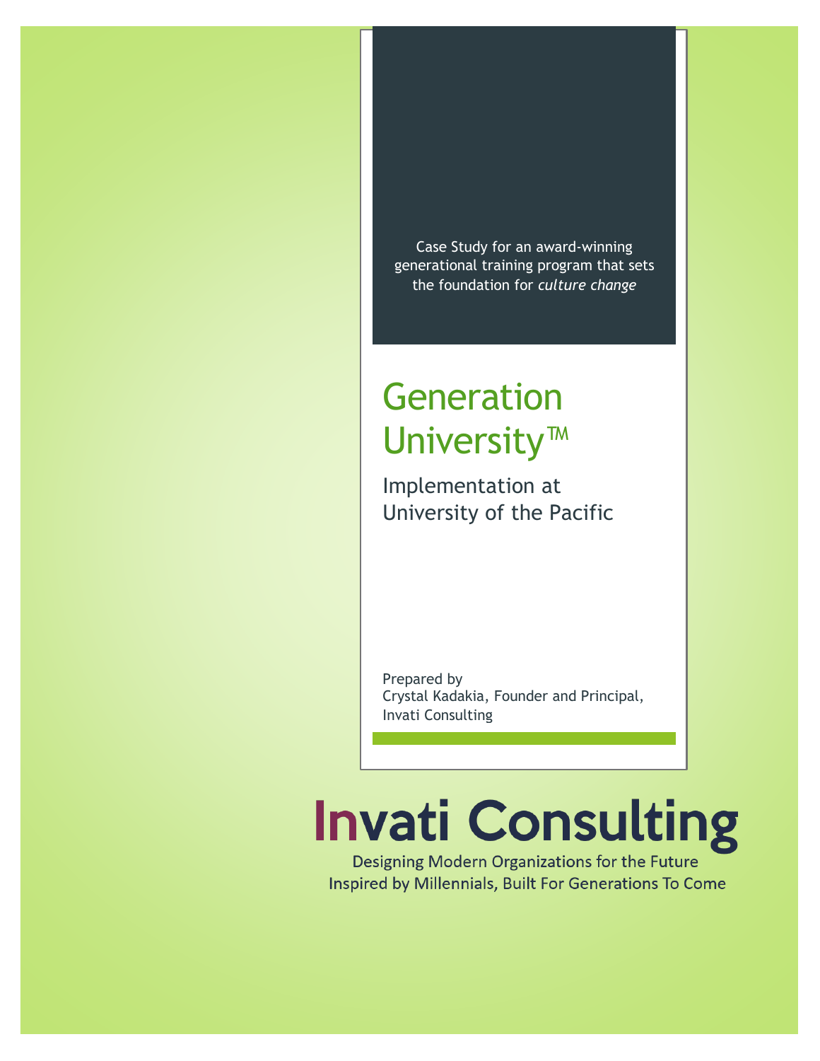Case Study for an award-winning generational training program that sets the foundation for *culture change*

# Generation University™

## Implementation at University of the Pacific

Prepared by
Crystal Kadakia, Founder and Principal, Invati Consulting

**Invati Consulting**

Designing Modern Organizations for the Future
Inspired by Millennials, Built For Generations To Come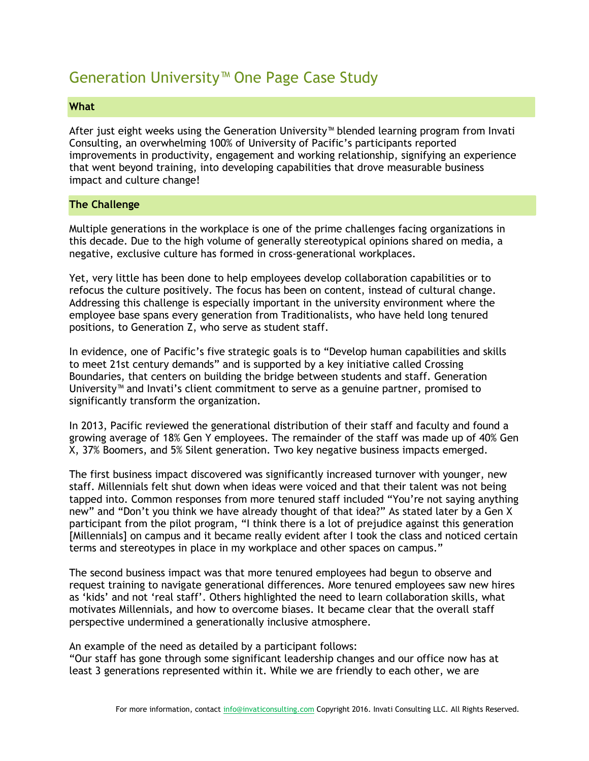# Generation University™ One Page Case Study

## What

After just eight weeks using the Generation University™ blended learning program from Invati Consulting, an overwhelming 100% of University of Pacific's participants reported improvements in productivity, engagement and working relationship, signifying an experience that went beyond training, into developing capabilities that drove measurable business impact and culture change!

## The Challenge

Multiple generations in the workplace is one of the prime challenges facing organizations in this decade. Due to the high volume of generally stereotypical opinions shared on media, a negative, exclusive culture has formed in cross-generational workplaces.

Yet, very little has been done to help employees develop collaboration capabilities or to refocus the culture positively. The focus has been on content, instead of cultural change. Addressing this challenge is especially important in the university environment where the employee base spans every generation from Traditionalists, who have held long tenured positions, to Generation Z, who serve as student staff.

In evidence, one of Pacific's five strategic goals is to "Develop human capabilities and skills to meet 21st century demands" and is supported by a key initiative called Crossing Boundaries, that centers on building the bridge between students and staff. Generation University™ and Invati's client commitment to serve as a genuine partner, promised to significantly transform the organization.

In 2013, Pacific reviewed the generational distribution of their staff and faculty and found a growing average of 18% Gen Y employees. The remainder of the staff was made up of 40% Gen X, 37% Boomers, and 5% Silent generation. Two key negative business impacts emerged.

The first business impact discovered was significantly increased turnover with younger, new staff. Millennials felt shut down when ideas were voiced and that their talent was not being tapped into. Common responses from more tenured staff included "You're not saying anything new" and "Don't you think we have already thought of that idea?" As stated later by a Gen X participant from the pilot program, "I think there is a lot of prejudice against this generation [Millennials] on campus and it became really evident after I took the class and noticed certain terms and stereotypes in place in my workplace and other spaces on campus."

The second business impact was that more tenured employees had begun to observe and request training to navigate generational differences. More tenured employees saw new hires as 'kids' and not 'real staff'. Others highlighted the need to learn collaboration skills, what motivates Millennials, and how to overcome biases. It became clear that the overall staff perspective undermined a generationally inclusive atmosphere.

An example of the need as detailed by a participant follows:
"Our staff has gone through some significant leadership changes and our office now has at least 3 generations represented within it. While we are friendly to each other, we are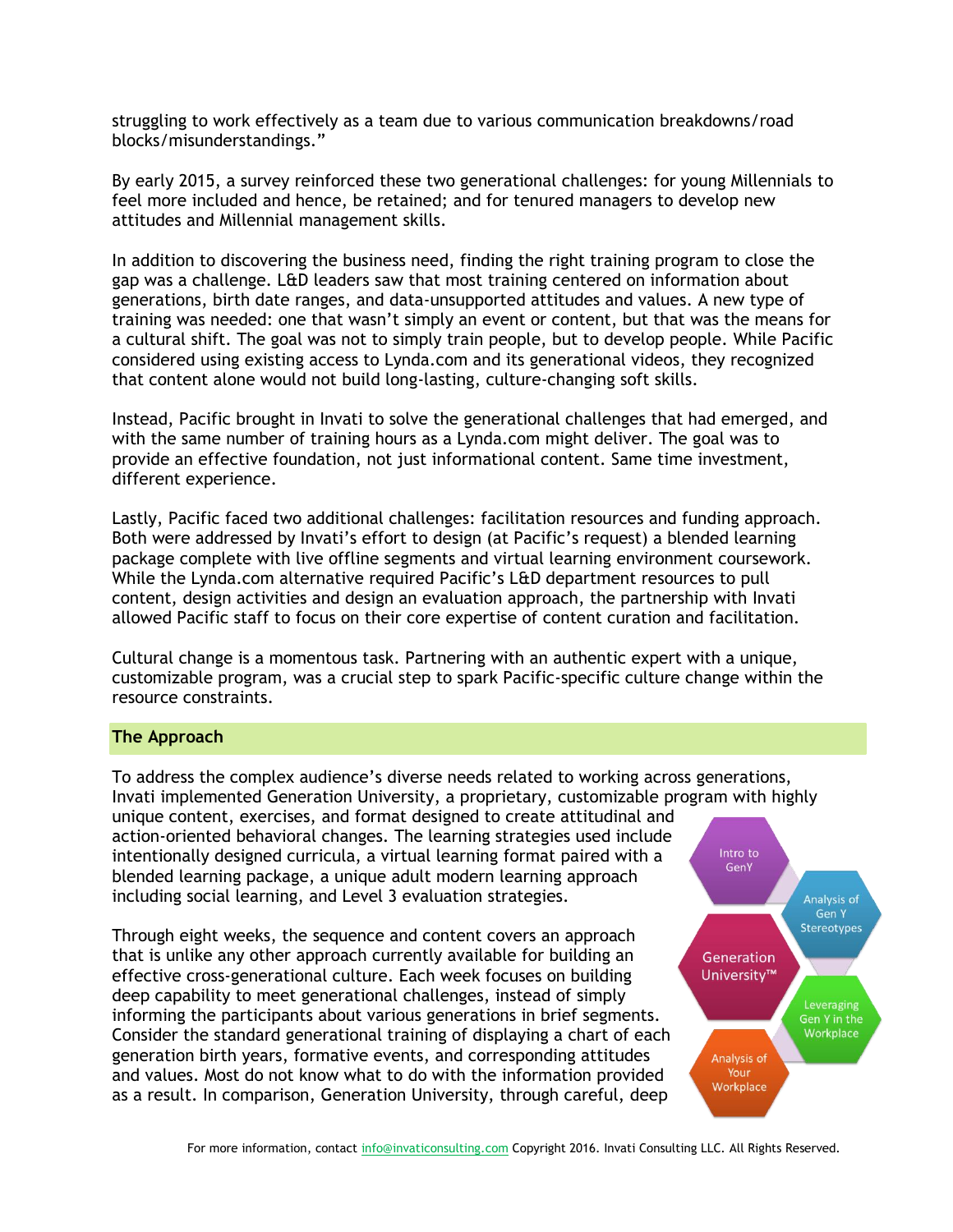struggling to work effectively as a team due to various communication breakdowns/road blocks/misunderstandings."

By early 2015, a survey reinforced these two generational challenges: for young Millennials to feel more included and hence, be retained; and for tenured managers to develop new attitudes and Millennial management skills.

In addition to discovering the business need, finding the right training program to close the gap was a challenge. L&D leaders saw that most training centered on information about generations, birth date ranges, and data-unsupported attitudes and values. A new type of training was needed: one that wasn't simply an event or content, but that was the means for a cultural shift. The goal was not to simply train people, but to develop people. While Pacific considered using existing access to Lynda.com and its generational videos, they recognized that content alone would not build long-lasting, culture-changing soft skills.

Instead, Pacific brought in Invati to solve the generational challenges that had emerged, and with the same number of training hours as a Lynda.com might deliver. The goal was to provide an effective foundation, not just informational content. Same time investment, different experience.

Lastly, Pacific faced two additional challenges: facilitation resources and funding approach. Both were addressed by Invati's effort to design (at Pacific's request) a blended learning package complete with live offline segments and virtual learning environment coursework. While the Lynda.com alternative required Pacific's L&D department resources to pull content, design activities and design an evaluation approach, the partnership with Invati allowed Pacific staff to focus on their core expertise of content curation and facilitation.

Cultural change is a momentous task. Partnering with an authentic expert with a unique, customizable program, was a crucial step to spark Pacific-specific culture change within the resource constraints.

## The Approach

To address the complex audience's diverse needs related to working across generations, Invati implemented Generation University, a proprietary, customizable program with highly unique content, exercises, and format designed to create attitudinal and action-oriented behavioral changes. The learning strategies used include intentionally designed curricula, a virtual learning format paired with a blended learning package, a unique adult modern learning approach including social learning, and Level 3 evaluation strategies.

Through eight weeks, the sequence and content covers an approach that is unlike any other approach currently available for building an effective cross-generational culture. Each week focuses on building deep capability to meet generational challenges, instead of simply informing the participants about various generations in brief segments. Consider the standard generational training of displaying a chart of each generation birth years, formative events, and corresponding attitudes and values. Most do not know what to do with the information provided as a result. In comparison, Generation University, through careful, deep

Intro to GenY

Analysis of Gen Y Stereotypes

Generation University™

Leveraging Gen Y in the Workplace

Analysis of Your Workplace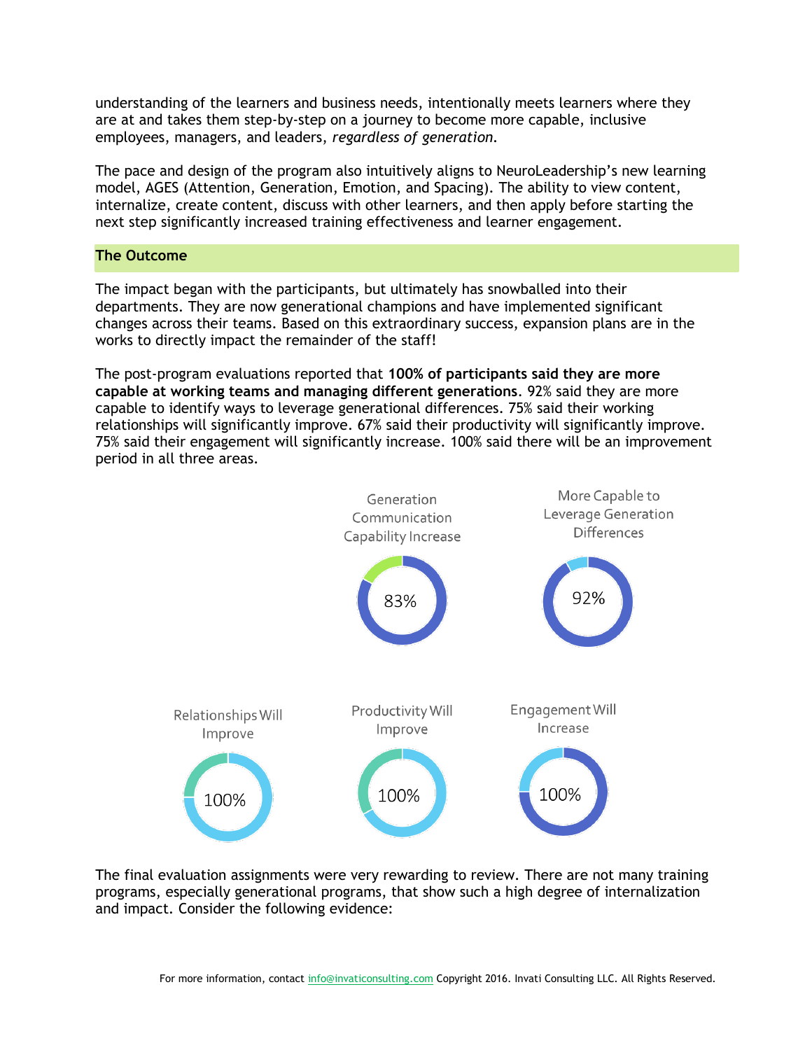understanding of the learners and business needs, intentionally meets learners where they are at and takes them step-by-step on a journey to become more capable, inclusive employees, managers, and leaders, *regardless of generation*.

The pace and design of the program also intuitively aligns to NeuroLeadership's new learning model, AGES (Attention, Generation, Emotion, and Spacing). The ability to view content, internalize, create content, discuss with other learners, and then apply before starting the next step significantly increased training effectiveness and learner engagement.

## The Outcome

The impact began with the participants, but ultimately has snowballed into their departments. They are now generational champions and have implemented significant changes across their teams. Based on this extraordinary success, expansion plans are in the works to directly impact the remainder of the staff!

The post-program evaluations reported that **100% of participants said they are more capable at working teams and managing different generations**. 92% said they are more capable to identify ways to leverage generational differences. 75% said their working relationships will significantly improve. 67% said their productivity will significantly improve. 75% said their engagement will significantly increase. 100% said there will be an improvement period in all three areas.

Generation Communication Capability Increase: 83%

More Capable to Leverage Generation Differences: 92%

Relationships Will Improve: 100%

Productivity Will Improve: 100%

Engagement Will Increase: 100%

The final evaluation assignments were very rewarding to review. There are not many training programs, especially generational programs, that show such a high degree of internalization and impact. Consider the following evidence: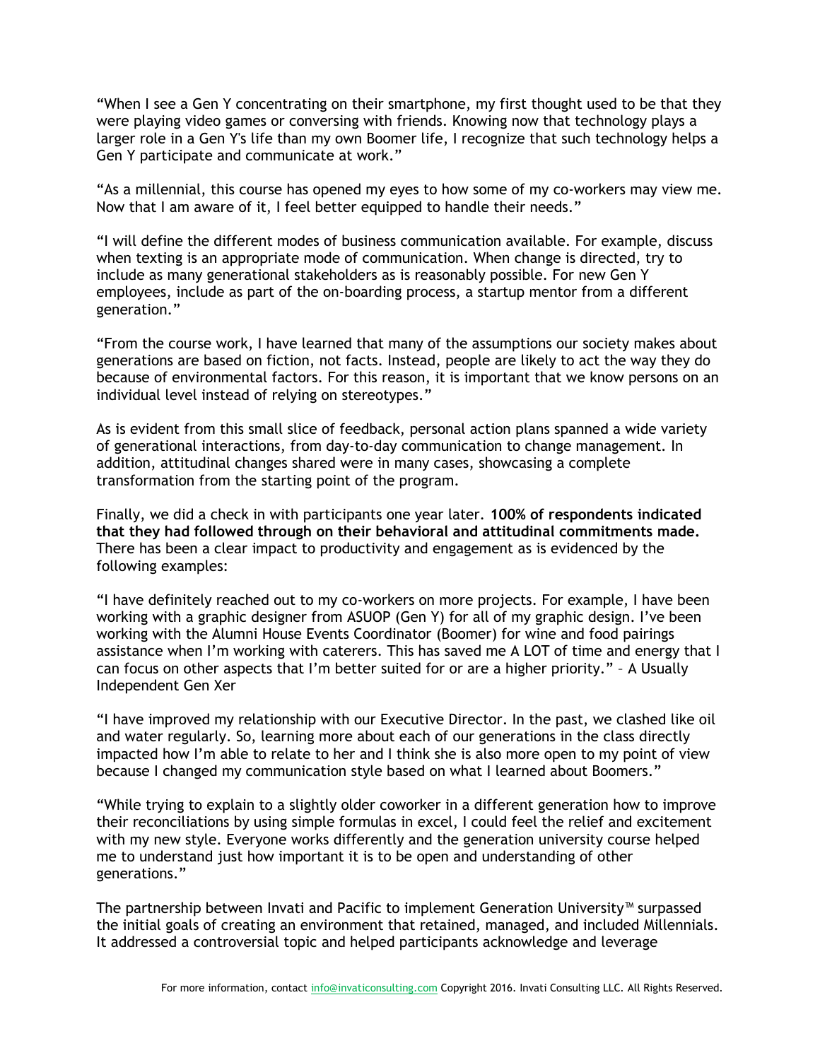"When I see a Gen Y concentrating on their smartphone, my first thought used to be that they were playing video games or conversing with friends. Knowing now that technology plays a larger role in a Gen Y's life than my own Boomer life, I recognize that such technology helps a Gen Y participate and communicate at work."

"As a millennial, this course has opened my eyes to how some of my co-workers may view me. Now that I am aware of it, I feel better equipped to handle their needs."

"I will define the different modes of business communication available. For example, discuss when texting is an appropriate mode of communication. When change is directed, try to include as many generational stakeholders as is reasonably possible. For new Gen Y employees, include as part of the on-boarding process, a startup mentor from a different generation."

"From the course work, I have learned that many of the assumptions our society makes about generations are based on fiction, not facts. Instead, people are likely to act the way they do because of environmental factors. For this reason, it is important that we know persons on an individual level instead of relying on stereotypes."

As is evident from this small slice of feedback, personal action plans spanned a wide variety of generational interactions, from day-to-day communication to change management. In addition, attitudinal changes shared were in many cases, showcasing a complete transformation from the starting point of the program.

Finally, we did a check in with participants one year later. **100% of respondents indicated that they had followed through on their behavioral and attitudinal commitments made.** There has been a clear impact to productivity and engagement as is evidenced by the following examples:

"I have definitely reached out to my co-workers on more projects. For example, I have been working with a graphic designer from ASUOP (Gen Y) for all of my graphic design. I've been working with the Alumni House Events Coordinator (Boomer) for wine and food pairings assistance when I'm working with caterers. This has saved me A LOT of time and energy that I can focus on other aspects that I'm better suited for or are a higher priority." – A Usually Independent Gen Xer

"I have improved my relationship with our Executive Director. In the past, we clashed like oil and water regularly. So, learning more about each of our generations in the class directly impacted how I'm able to relate to her and I think she is also more open to my point of view because I changed my communication style based on what I learned about Boomers."

"While trying to explain to a slightly older coworker in a different generation how to improve their reconciliations by using simple formulas in excel, I could feel the relief and excitement with my new style. Everyone works differently and the generation university course helped me to understand just how important it is to be open and understanding of other generations."

The partnership between Invati and Pacific to implement Generation University™ surpassed the initial goals of creating an environment that retained, managed, and included Millennials. It addressed a controversial topic and helped participants acknowledge and leverage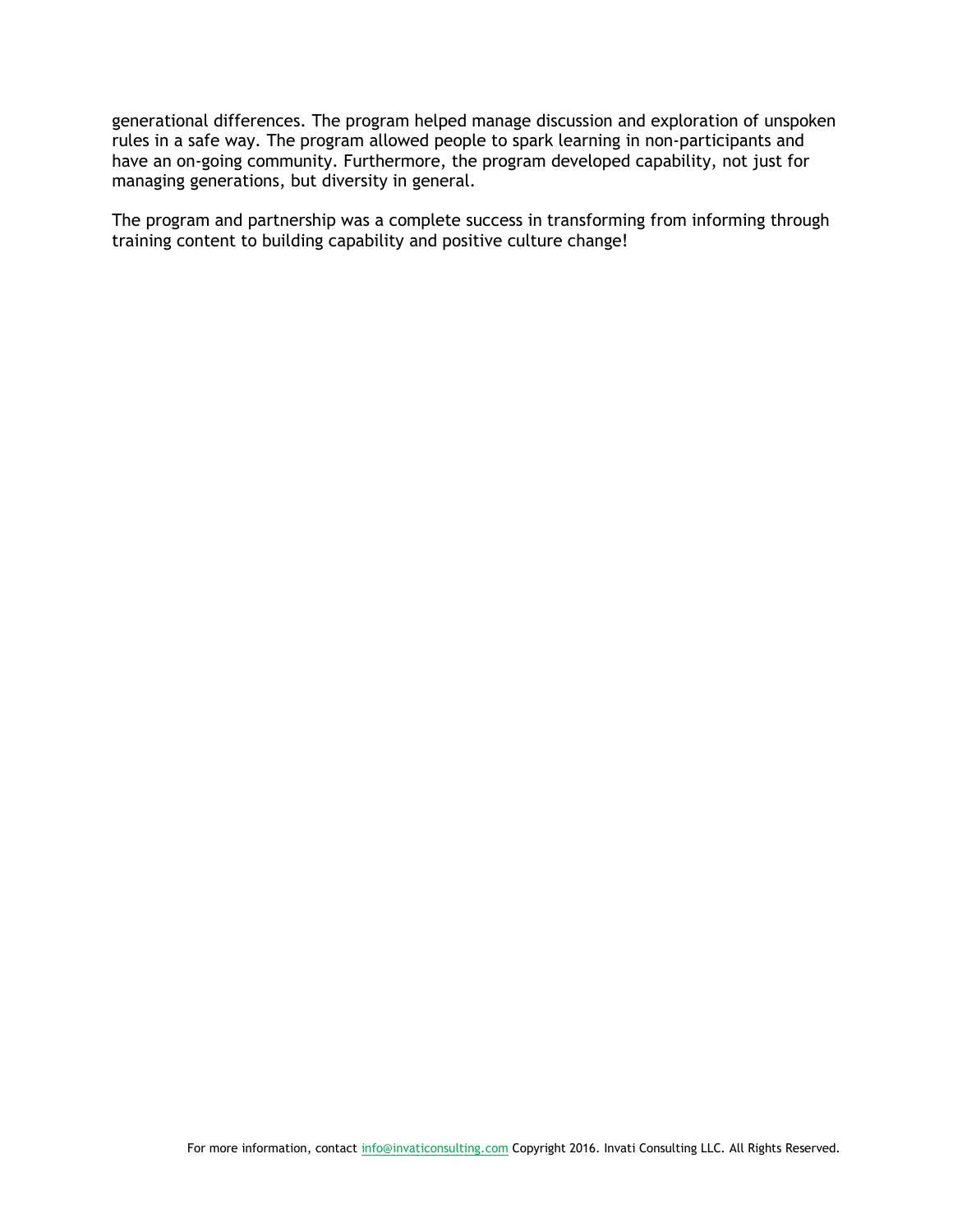generational differences. The program helped manage discussion and exploration of unspoken rules in a safe way. The program allowed people to spark learning in non-participants and have an on-going community. Furthermore, the program developed capability, not just for managing generations, but diversity in general.

The program and partnership was a complete success in transforming from informing through training content to building capability and positive culture change!